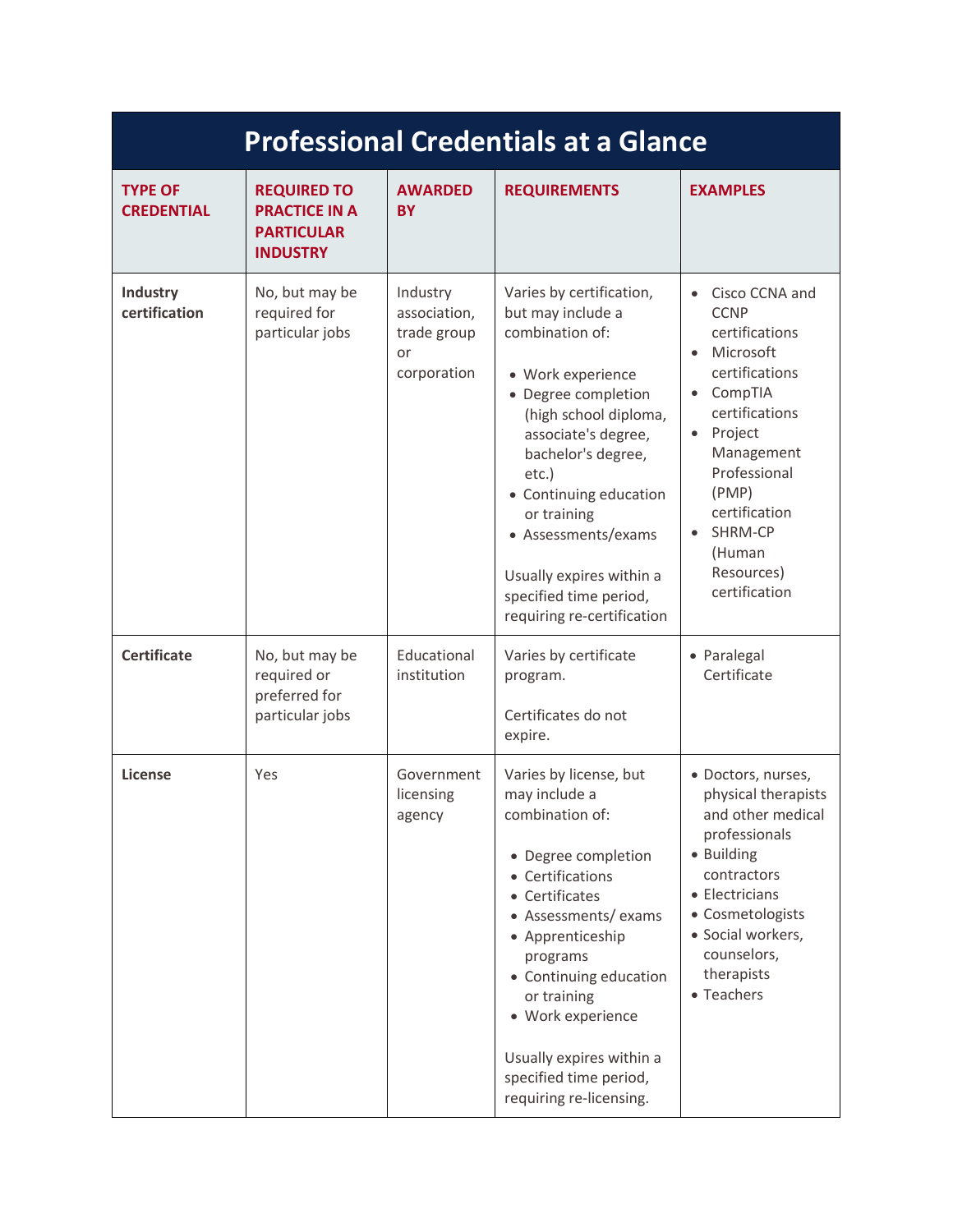# Professional Credentials at a Glance

| TYPE OF CREDENTIAL | REQUIRED TO PRACTICE IN A PARTICULAR INDUSTRY | AWARDED BY | REQUIREMENTS | EXAMPLES |
|---|---|---|---|---|
| **Industry certification** | No, but may be required for particular jobs | Industry association, trade group or corporation | Varies by certification, but may include a combination of:<br><br>• Work experience<br>• Degree completion (high school diploma, associate's degree, bachelor's degree, etc.)<br>• Continuing education or training<br>• Assessments/exams<br><br>Usually expires within a specified time period, requiring re-certification | • Cisco CCNA and CCNP certifications<br>• Microsoft certifications<br>• CompTIA certifications<br>• Project Management Professional (PMP) certification<br>• SHRM-CP (Human Resources) certification |
| **Certificate** | No, but may be required or preferred for particular jobs | Educational institution | Varies by certificate program.<br><br>Certificates do not expire. | • Paralegal Certificate |
| **License** | Yes | Government licensing agency | Varies by license, but may include a combination of:<br><br>• Degree completion<br>• Certifications<br>• Certificates<br>• Assessments/ exams<br>• Apprenticeship programs<br>• Continuing education or training<br>• Work experience<br><br>Usually expires within a specified time period, requiring re-licensing. | • Doctors, nurses, physical therapists and other medical professionals<br>• Building contractors<br>• Electricians<br>• Cosmetologists<br>• Social workers, counselors, therapists<br>• Teachers |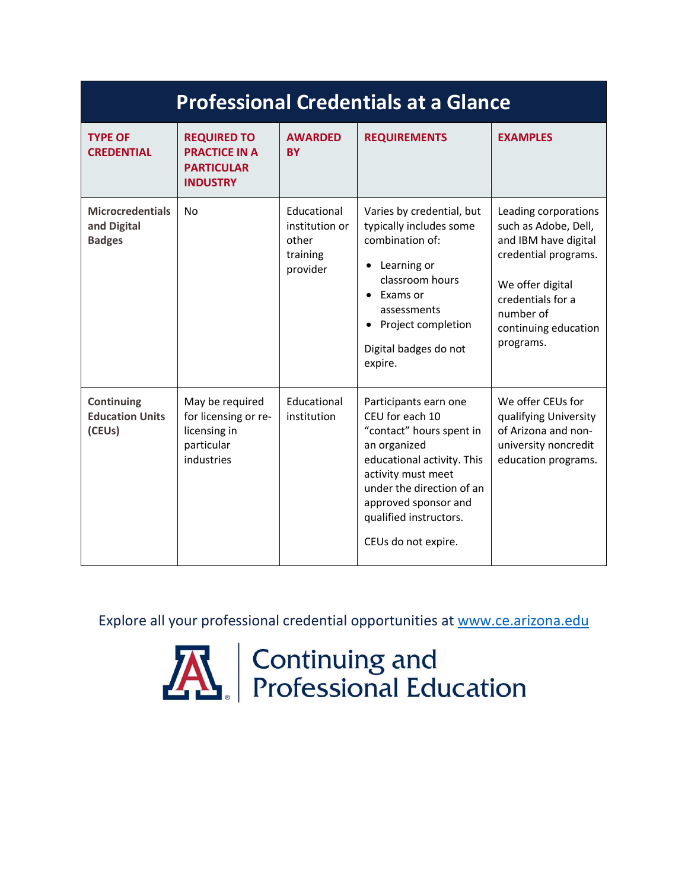# Professional Credentials at a Glance

| TYPE OF CREDENTIAL | REQUIRED TO PRACTICE IN A PARTICULAR INDUSTRY | AWARDED BY | REQUIREMENTS | EXAMPLES |
|---|---|---|---|---|
| **Microcredentials and Digital Badges** | No | Educational institution or other training provider | Varies by credential, but typically includes some combination of: <br>• Learning or classroom hours <br>• Exams or assessments <br>• Project completion <br><br>Digital badges do not expire. | Leading corporations such as Adobe, Dell, and IBM have digital credential programs. <br><br>We offer digital credentials for a number of continuing education programs. |
| **Continuing Education Units (CEUs)** | May be required for licensing or re-licensing in particular industries | Educational institution | Participants earn one CEU for each 10 "contact" hours spent in an organized educational activity. This activity must meet under the direction of an approved sponsor and qualified instructors. <br><br>CEUs do not expire. | We offer CEUs for qualifying University of Arizona and non-university noncredit education programs. |

Explore all your professional credential opportunities at www.ce.arizona.edu

Continuing and Professional Education